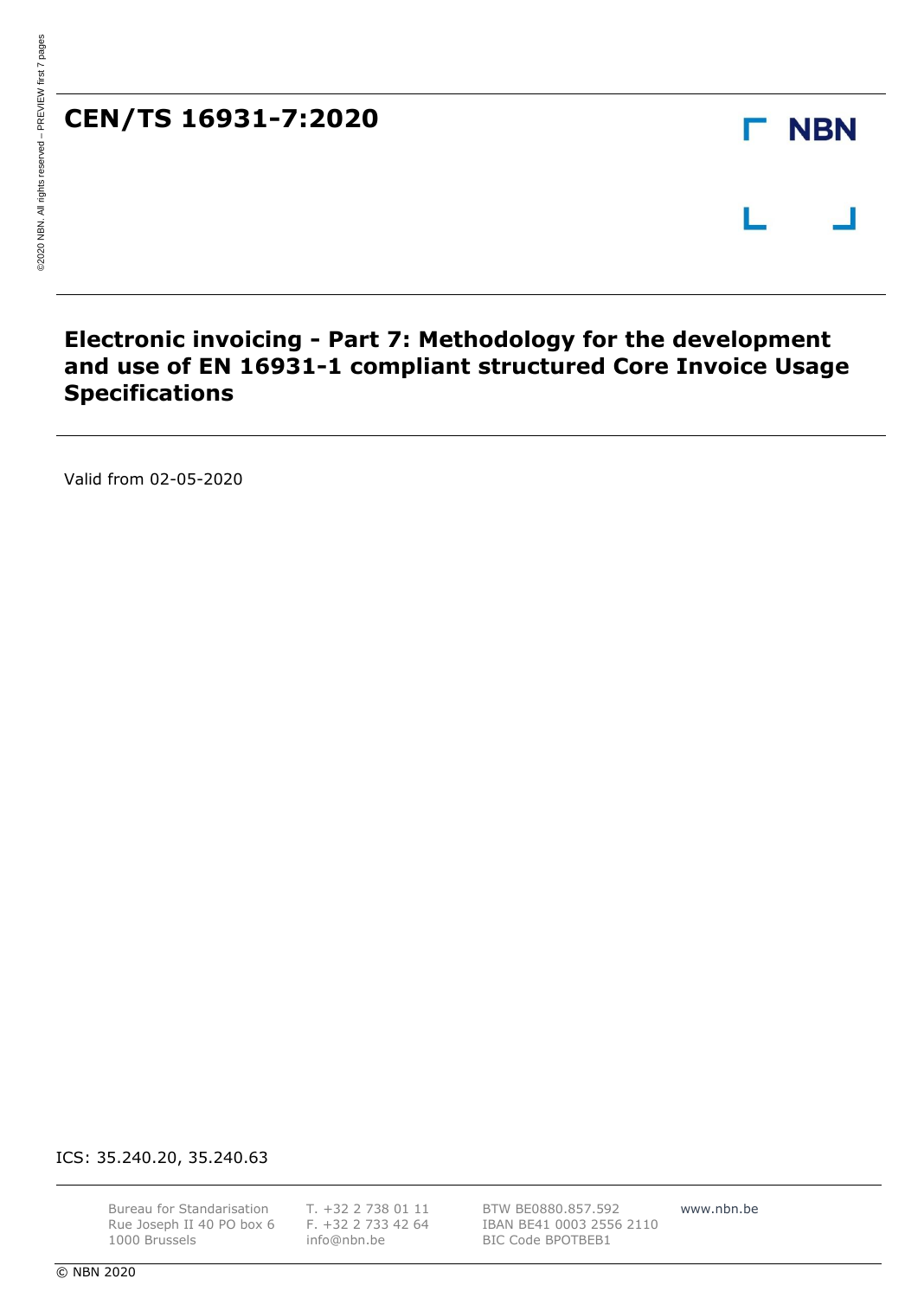# CEN/TS 16931-7:2020

NBN

## Electronic invoicing - Part 7: Methodology for the development and use of EN 16931-1 compliant structured Core Invoice Usage Specifications

Valid from 02-05-2020

ICS: 35.240.20, 35.240.63

Bureau for Standarisation
Rue Joseph II 40 PO box 6
1000 Brussels

T. +32 2 738 01 11
F. +32 2 733 42 64
info@nbn.be

BTW BE0880.857.592
IBAN BE41 0003 2556 2110
BIC Code BPOTBEB1

www.nbn.be

© NBN 2020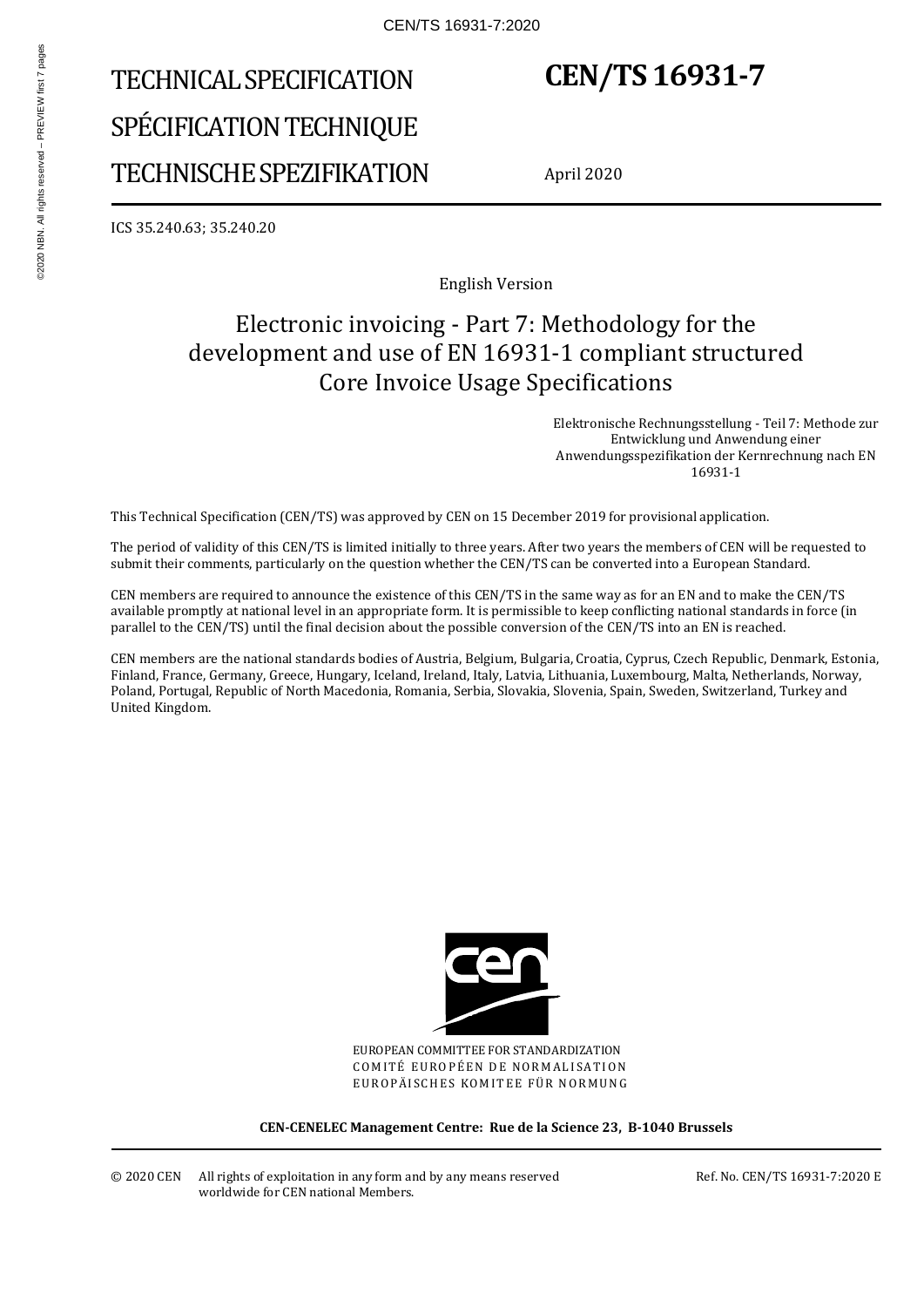# TECHNICAL SPECIFICATION

# SPÉCIFICATION TECHNIQUE

# TECHNISCHE SPEZIFIKATION

# CEN/TS 16931-7

April 2020

ICS 35.240.63; 35.240.20

English Version

## Electronic invoicing - Part 7: Methodology for the development and use of EN 16931-1 compliant structured Core Invoice Usage Specifications

Elektronische Rechnungsstellung - Teil 7: Methode zur Entwicklung und Anwendung einer Anwendungsspezifikation der Kernrechnung nach EN 16931-1

This Technical Specification (CEN/TS) was approved by CEN on 15 December 2019 for provisional application.

The period of validity of this CEN/TS is limited initially to three years. After two years the members of CEN will be requested to submit their comments, particularly on the question whether the CEN/TS can be converted into a European Standard.

CEN members are required to announce the existence of this CEN/TS in the same way as for an EN and to make the CEN/TS available promptly at national level in an appropriate form. It is permissible to keep conflicting national standards in force (in parallel to the CEN/TS) until the final decision about the possible conversion of the CEN/TS into an EN is reached.

CEN members are the national standards bodies of Austria, Belgium, Bulgaria, Croatia, Cyprus, Czech Republic, Denmark, Estonia, Finland, France, Germany, Greece, Hungary, Iceland, Ireland, Italy, Latvia, Lithuania, Luxembourg, Malta, Netherlands, Norway, Poland, Portugal, Republic of North Macedonia, Romania, Serbia, Slovakia, Slovenia, Spain, Sweden, Switzerland, Turkey and United Kingdom.

EUROPEAN COMMITTEE FOR STANDARDIZATION
COMITÉ EUROPÉEN DE NORMALISATION
EUROPÄISCHES KOMITEE FÜR NORMUNG

**CEN-CENELEC Management Centre: Rue de la Science 23, B-1040 Brussels**

© 2020 CEN All rights of exploitation in any form and by any means reserved worldwide for CEN national Members.

Ref. No. CEN/TS 16931-7:2020 E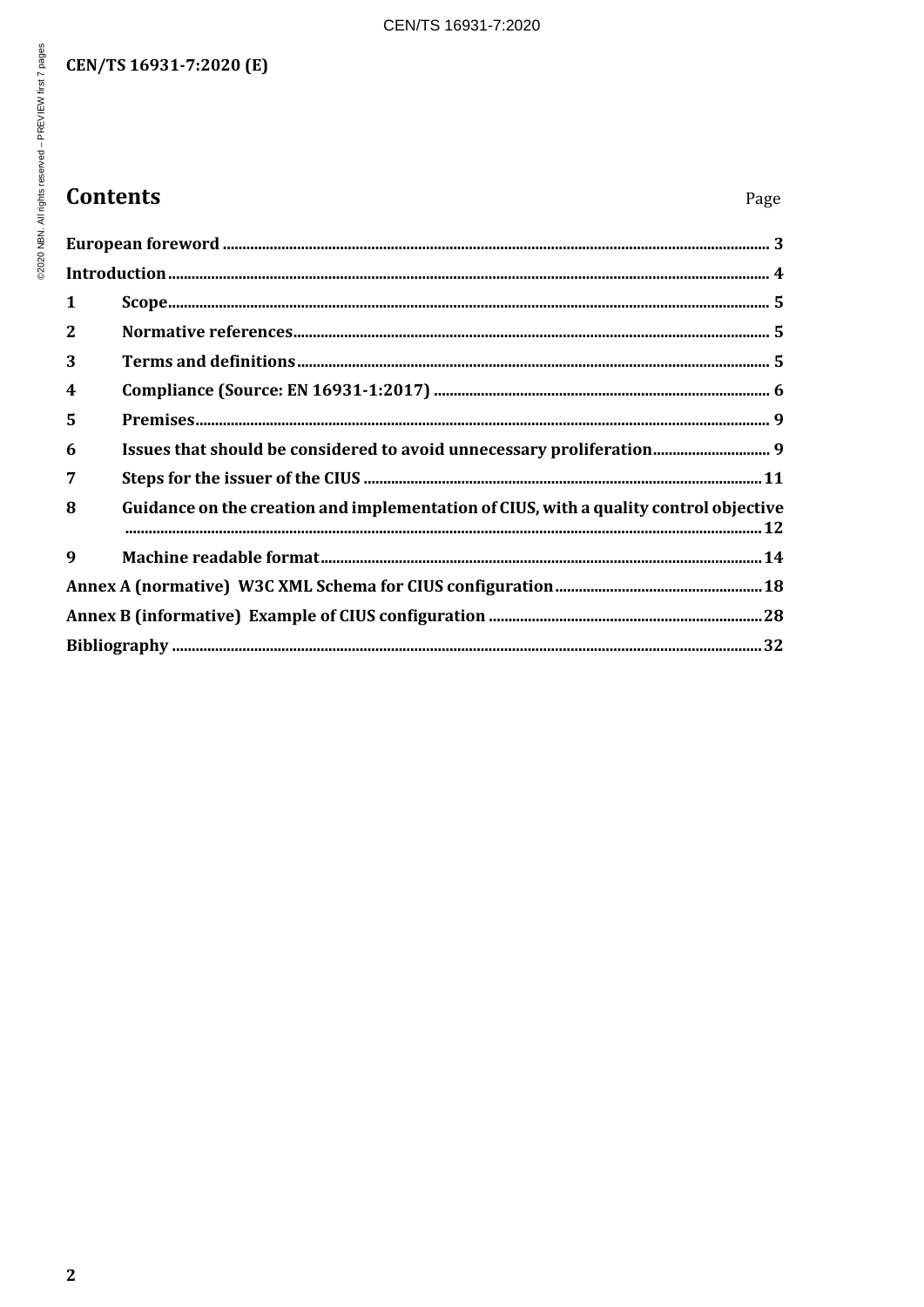# Contents

Page

| | |
|---|---|
| **European foreword** | **3** |
| **Introduction** | **4** |
| **1 Scope** | **5** |
| **2 Normative references** | **5** |
| **3 Terms and definitions** | **5** |
| **4 Compliance (Source: EN 16931-1:2017)** | **6** |
| **5 Premises** | **9** |
| **6 Issues that should be considered to avoid unnecessary proliferation** | **9** |
| **7 Steps for the issuer of the CIUS** | **11** |
| **8 Guidance on the creation and implementation of CIUS, with a quality control objective** | **12** |
| **9 Machine readable format** | **14** |
| **Annex A (normative) W3C XML Schema for CIUS configuration** | **18** |
| **Annex B (informative) Example of CIUS configuration** | **28** |
| **Bibliography** | **32** |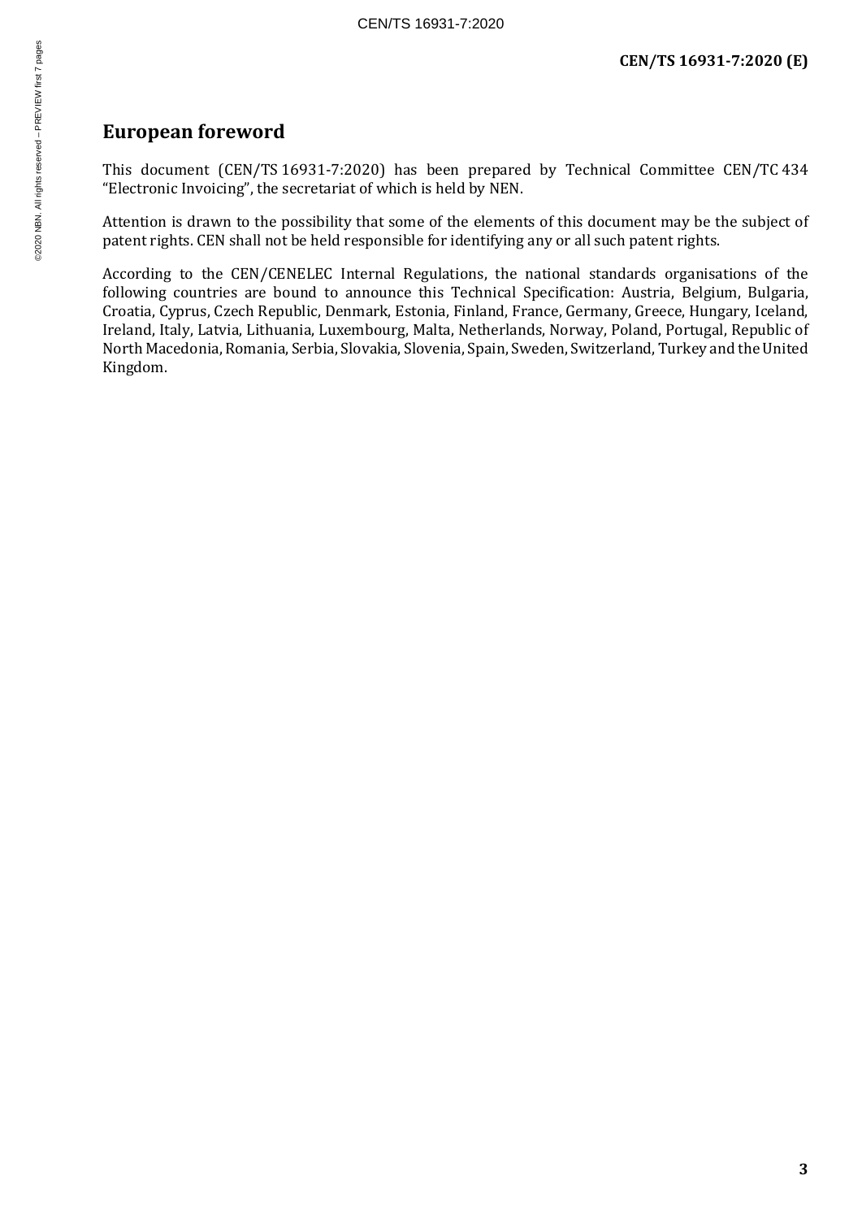# European foreword

This document (CEN/TS 16931-7:2020) has been prepared by Technical Committee CEN/TC 434 “Electronic Invoicing”, the secretariat of which is held by NEN.

Attention is drawn to the possibility that some of the elements of this document may be the subject of patent rights. CEN shall not be held responsible for identifying any or all such patent rights.

According to the CEN/CENELEC Internal Regulations, the national standards organisations of the following countries are bound to announce this Technical Specification: Austria, Belgium, Bulgaria, Croatia, Cyprus, Czech Republic, Denmark, Estonia, Finland, France, Germany, Greece, Hungary, Iceland, Ireland, Italy, Latvia, Lithuania, Luxembourg, Malta, Netherlands, Norway, Poland, Portugal, Republic of North Macedonia, Romania, Serbia, Slovakia, Slovenia, Spain, Sweden, Switzerland, Turkey and the United Kingdom.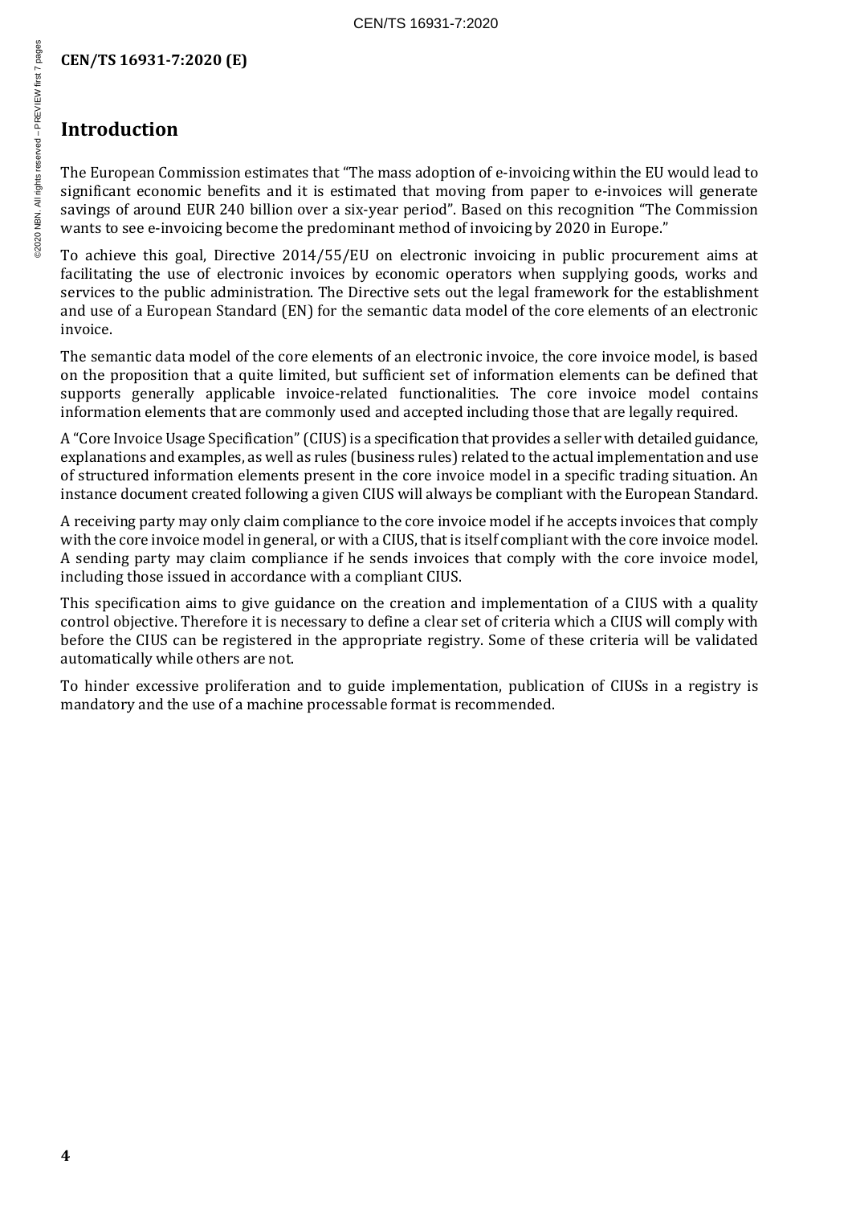## Introduction

The European Commission estimates that "The mass adoption of e-invoicing within the EU would lead to significant economic benefits and it is estimated that moving from paper to e-invoices will generate savings of around EUR 240 billion over a six-year period". Based on this recognition "The Commission wants to see e-invoicing become the predominant method of invoicing by 2020 in Europe."

To achieve this goal, Directive 2014/55/EU on electronic invoicing in public procurement aims at facilitating the use of electronic invoices by economic operators when supplying goods, works and services to the public administration. The Directive sets out the legal framework for the establishment and use of a European Standard (EN) for the semantic data model of the core elements of an electronic invoice.

The semantic data model of the core elements of an electronic invoice, the core invoice model, is based on the proposition that a quite limited, but sufficient set of information elements can be defined that supports generally applicable invoice-related functionalities. The core invoice model contains information elements that are commonly used and accepted including those that are legally required.

A "Core Invoice Usage Specification" (CIUS) is a specification that provides a seller with detailed guidance, explanations and examples, as well as rules (business rules) related to the actual implementation and use of structured information elements present in the core invoice model in a specific trading situation. An instance document created following a given CIUS will always be compliant with the European Standard.

A receiving party may only claim compliance to the core invoice model if he accepts invoices that comply with the core invoice model in general, or with a CIUS, that is itself compliant with the core invoice model. A sending party may claim compliance if he sends invoices that comply with the core invoice model, including those issued in accordance with a compliant CIUS.

This specification aims to give guidance on the creation and implementation of a CIUS with a quality control objective. Therefore it is necessary to define a clear set of criteria which a CIUS will comply with before the CIUS can be registered in the appropriate registry. Some of these criteria will be validated automatically while others are not.

To hinder excessive proliferation and to guide implementation, publication of CIUSs in a registry is mandatory and the use of a machine processable format is recommended.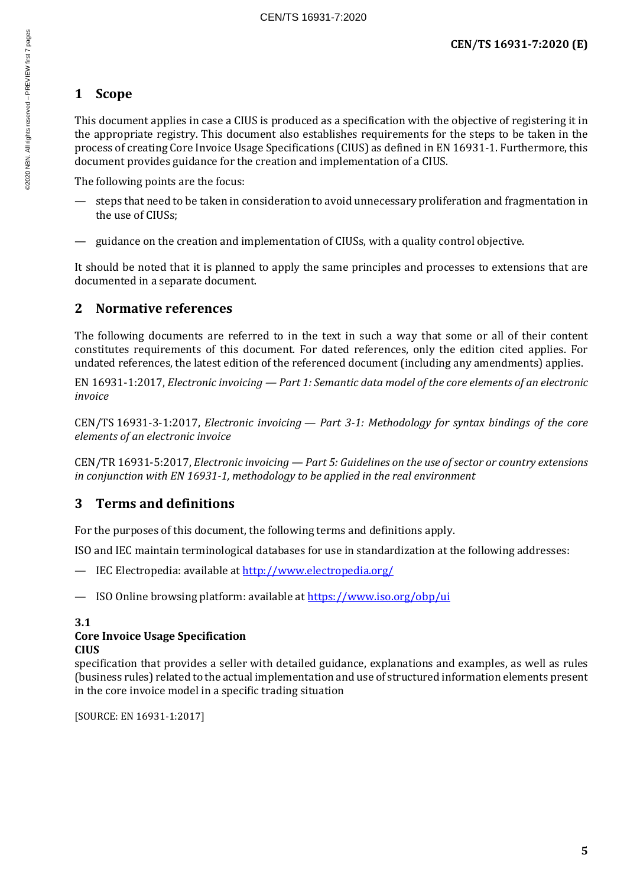## 1 Scope

This document applies in case a CIUS is produced as a specification with the objective of registering it in the appropriate registry. This document also establishes requirements for the steps to be taken in the process of creating Core Invoice Usage Specifications (CIUS) as defined in EN 16931-1. Furthermore, this document provides guidance for the creation and implementation of a CIUS.

The following points are the focus:

- steps that need to be taken in consideration to avoid unnecessary proliferation and fragmentation in the use of CIUSs;
- guidance on the creation and implementation of CIUSs, with a quality control objective.

It should be noted that it is planned to apply the same principles and processes to extensions that are documented in a separate document.

## 2 Normative references

The following documents are referred to in the text in such a way that some or all of their content constitutes requirements of this document. For dated references, only the edition cited applies. For undated references, the latest edition of the referenced document (including any amendments) applies.

EN 16931-1:2017, *Electronic invoicing — Part 1: Semantic data model of the core elements of an electronic invoice*

CEN/TS 16931-3-1:2017, *Electronic invoicing — Part 3-1: Methodology for syntax bindings of the core elements of an electronic invoice*

CEN/TR 16931-5:2017, *Electronic invoicing — Part 5: Guidelines on the use of sector or country extensions in conjunction with EN 16931-1, methodology to be applied in the real environment*

## 3 Terms and definitions

For the purposes of this document, the following terms and definitions apply.

ISO and IEC maintain terminological databases for use in standardization at the following addresses:

- IEC Electropedia: available at http://www.electropedia.org/
- ISO Online browsing platform: available at https://www.iso.org/obp/ui

**3.1**
**Core Invoice Usage Specification**
**CIUS**
specification that provides a seller with detailed guidance, explanations and examples, as well as rules (business rules) related to the actual implementation and use of structured information elements present in the core invoice model in a specific trading situation

[SOURCE: EN 16931-1:2017]